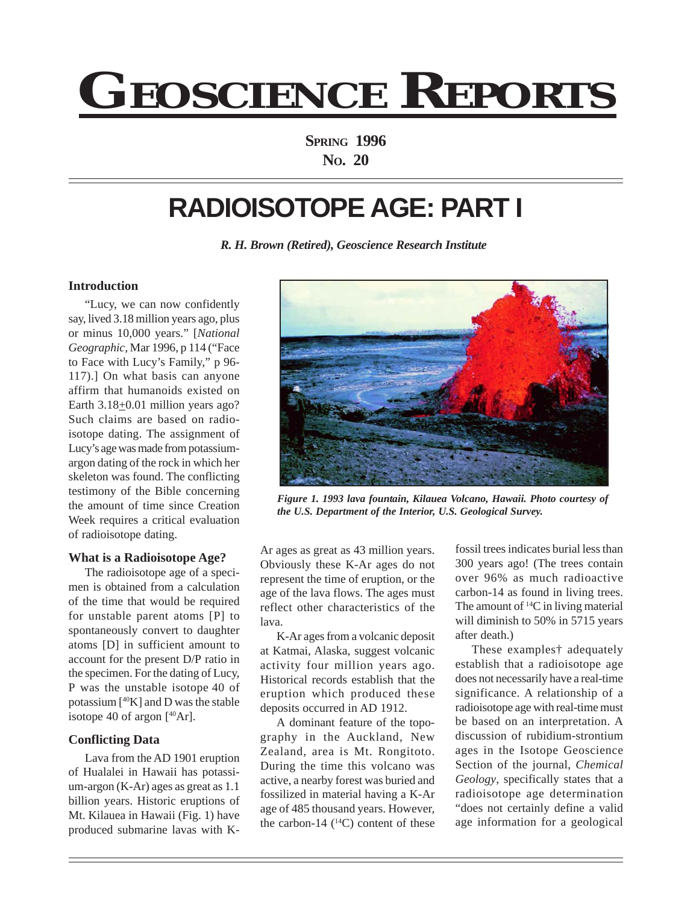# GEOSCIENCE REPORTS

**SPRING 1996**
**NO. 20**

## RADIOISOTOPE AGE: PART I

***R. H. Brown (Retired), Geoscience Research Institute***

### Introduction

"Lucy, we can now confidently say, lived 3.18 million years ago, plus or minus 10,000 years." [*National Geographic*, Mar 1996, p 114 ("Face to Face with Lucy's Family," p 96-117).] On what basis can anyone affirm that humanoids existed on Earth 3.18±0.01 million years ago? Such claims are based on radioisotope dating. The assignment of Lucy's age was made from potassium-argon dating of the rock in which her skeleton was found. The conflicting testimony of the Bible concerning the amount of time since Creation Week requires a critical evaluation of radioisotope dating.

***Figure 1. 1993 lava fountain, Kilauea Volcano, Hawaii. Photo courtesy of the U.S. Department of the Interior, U.S. Geological Survey.***

### What is a Radioisotope Age?

The radioisotope age of a specimen is obtained from a calculation of the time that would be required for unstable parent atoms [P] to spontaneously convert to daughter atoms [D] in sufficient amount to account for the present D/P ratio in the specimen. For the dating of Lucy, P was the unstable isotope 40 of potassium [$^{40}K$] and D was the stable isotope 40 of argon [$^{40}Ar$].

### Conflicting Data

Lava from the AD 1901 eruption of Hualalei in Hawaii has potassium-argon (K-Ar) ages as great as 1.1 billion years. Historic eruptions of Mt. Kilauea in Hawaii (Fig. 1) have produced submarine lavas with K-Ar ages as great as 43 million years. Obviously these K-Ar ages do not represent the time of eruption, or the age of the lava flows. The ages must reflect other characteristics of the lava.

K-Ar ages from a volcanic deposit at Katmai, Alaska, suggest volcanic activity four million years ago. Historical records establish that the eruption which produced these deposits occurred in AD 1912.

A dominant feature of the topography in the Auckland, New Zealand, area is Mt. Rongitoto. During the time this volcano was active, a nearby forest was buried and fossilized in material having a K-Ar age of 485 thousand years. However, the carbon-14 ($^{14}C$) content of these fossil trees indicates burial less than 300 years ago! (The trees contain over 96% as much radioactive carbon-14 as found in living trees. The amount of $^{14}C$ in living material will diminish to 50% in 5715 years after death.)

These examples† adequately establish that a radioisotope age does not necessarily have a real-time significance. A relationship of a radioisotope age with real-time must be based on an interpretation. A discussion of rubidium-strontium ages in the Isotope Geoscience Section of the journal, *Chemical Geology*, specifically states that a radioisotope age determination "does not certainly define a valid age information for a geological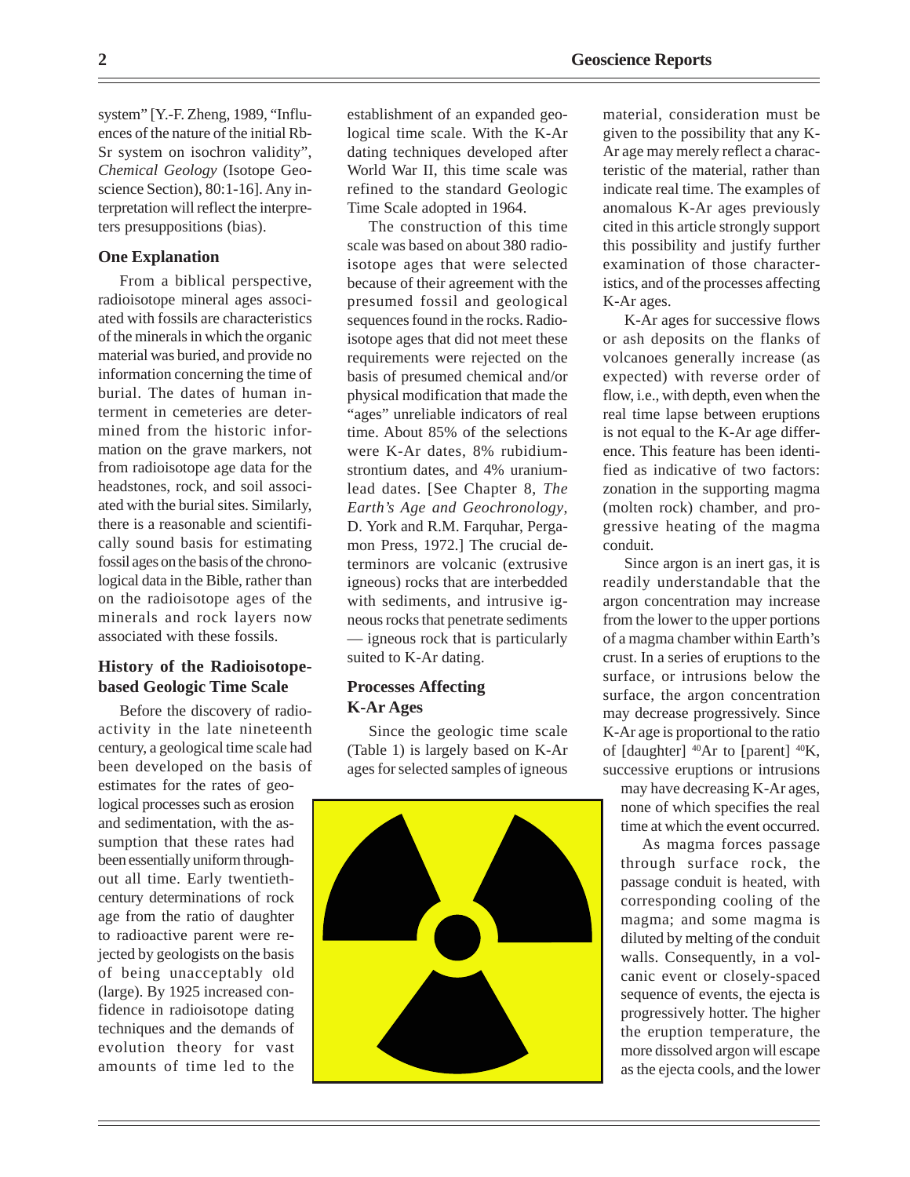system" [Y.-F. Zheng, 1989, "Influences of the nature of the initial Rb-Sr system on isochron validity", *Chemical Geology* (Isotope Geoscience Section), 80:1-16]. Any interpretation will reflect the interpreters presuppositions (bias).

## One Explanation

From a biblical perspective, radioisotope mineral ages associated with fossils are characteristics of the minerals in which the organic material was buried, and provide no information concerning the time of burial. The dates of human interment in cemeteries are determined from the historic information on the grave markers, not from radioisotope age data for the headstones, rock, and soil associated with the burial sites. Similarly, there is a reasonable and scientifically sound basis for estimating fossil ages on the basis of the chronological data in the Bible, rather than on the radioisotope ages of the minerals and rock layers now associated with these fossils.

## History of the Radioisotope-based Geologic Time Scale

Before the discovery of radioactivity in the late nineteenth century, a geological time scale had been developed on the basis of estimates for the rates of geological processes such as erosion and sedimentation, with the assumption that these rates had been essentially uniform throughout all time. Early twentieth-century determinations of rock age from the ratio of daughter to radioactive parent were rejected by geologists on the basis of being unacceptably old (large). By 1925 increased confidence in radioisotope dating techniques and the demands of evolution theory for vast amounts of time led to the establishment of an expanded geological time scale. With the K-Ar dating techniques developed after World War II, this time scale was refined to the standard Geologic Time Scale adopted in 1964.

The construction of this time scale was based on about 380 radioisotope ages that were selected because of their agreement with the presumed fossil and geological sequences found in the rocks. Radioisotope ages that did not meet these requirements were rejected on the basis of presumed chemical and/or physical modification that made the "ages" unreliable indicators of real time. About 85% of the selections were K-Ar dates, 8% rubidium-strontium dates, and 4% uranium-lead dates. [See Chapter 8, *The Earth's Age and Geochronology*, D. York and R.M. Farquhar, Pergamon Press, 1972.] The crucial determinors are volcanic (extrusive igneous) rocks that are interbedded with sediments, and intrusive igneous rocks that penetrate sediments — igneous rock that is particularly suited to K-Ar dating.

## Processes Affecting K-Ar Ages

Since the geologic time scale (Table 1) is largely based on K-Ar ages for selected samples of igneous material, consideration must be given to the possibility that any K-Ar age may merely reflect a characteristic of the material, rather than indicate real time. The examples of anomalous K-Ar ages previously cited in this article strongly support this possibility and justify further examination of those characteristics, and of the processes affecting K-Ar ages.

K-Ar ages for successive flows or ash deposits on the flanks of volcanoes generally increase (as expected) with reverse order of flow, i.e., with depth, even when the real time lapse between eruptions is not equal to the K-Ar age difference. This feature has been identified as indicative of two factors: zonation in the supporting magma (molten rock) chamber, and progressive heating of the magma conduit.

Since argon is an inert gas, it is readily understandable that the argon concentration may increase from the lower to the upper portions of a magma chamber within Earth's crust. In a series of eruptions to the surface, or intrusions below the surface, the argon concentration may decrease progressively. Since K-Ar age is proportional to the ratio of [daughter] $^{40}Ar$ to [parent] $^{40}K$, successive eruptions or intrusions may have decreasing K-Ar ages, none of which specifies the real time at which the event occurred.

As magma forces passage through surface rock, the passage conduit is heated, with corresponding cooling of the magma; and some magma is diluted by melting of the conduit walls. Consequently, in a volcanic event or closely-spaced sequence of events, the ejecta is progressively hotter. The higher the eruption temperature, the more dissolved argon will escape as the ejecta cools, and the lower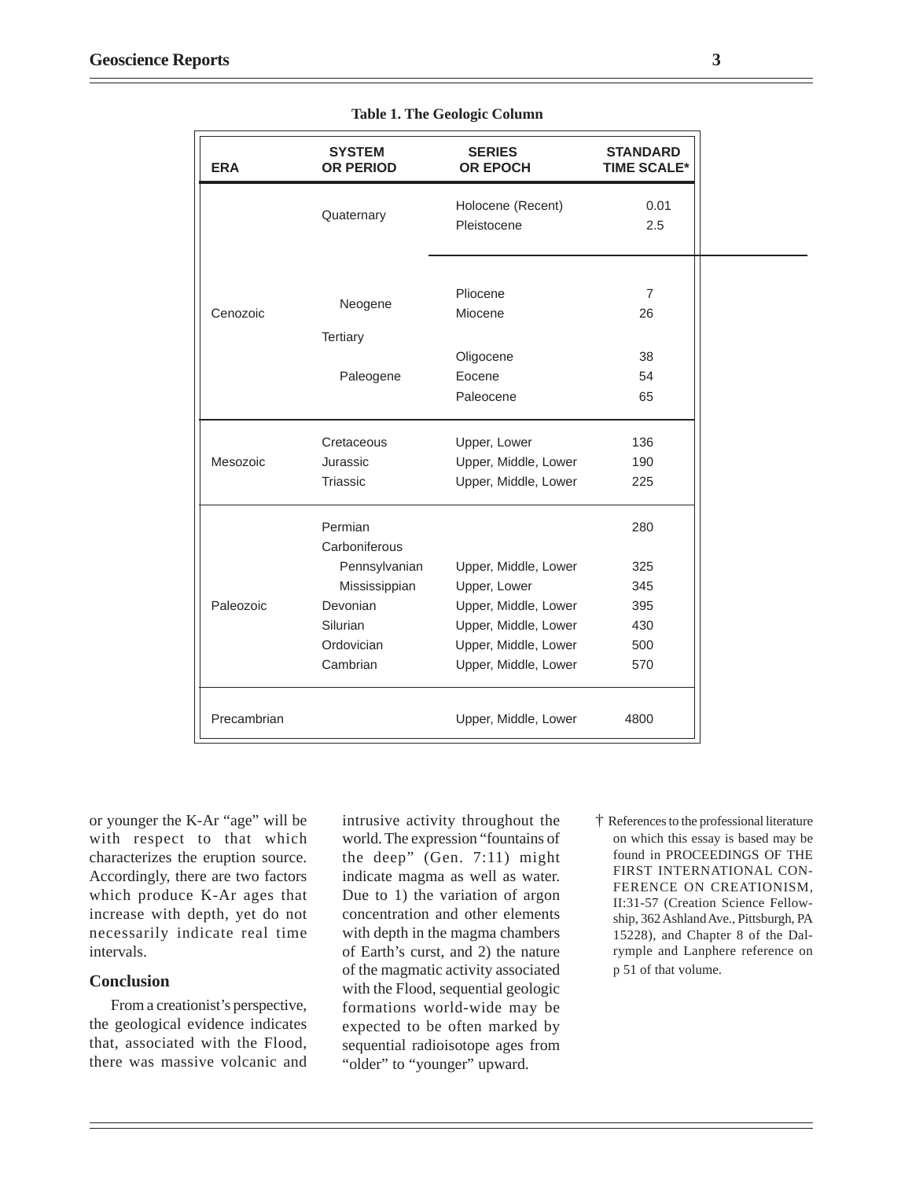**Table 1. The Geologic Column**

| ERA | SYSTEM OR PERIOD | | SERIES OR EPOCH | STANDARD TIME SCALE* |
|---|---|---|---|---|
| Cenozoic | Quaternary | | Holocene (Recent) | 0.01 |
| | | | Pleistocene | 2.5 |
| | Tertiary | Neogene | Pliocene | 7 |
| | | | Miocene | 26 |
| | | Paleogene | Oligocene | 38 |
| | | | Eocene | 54 |
| | | | Paleocene | 65 |
| Mesozoic | Cretaceous | | Upper, Lower | 136 |
| | Jurassic | | Upper, Middle, Lower | 190 |
| | Triassic | | Upper, Middle, Lower | 225 |
| Paleozoic | Permian | | | 280 |
| | Carboniferous | Pennsylvanian | Upper, Middle, Lower | 325 |
| | | Mississippian | Upper, Lower | 345 |
| | Devonian | | Upper, Middle, Lower | 395 |
| | Silurian | | Upper, Middle, Lower | 430 |
| | Ordovician | | Upper, Middle, Lower | 500 |
| | Cambrian | | Upper, Middle, Lower | 570 |
| Precambrian | | | Upper, Middle, Lower | 4800 |

or younger the K-Ar "age" will be with respect to that which characterizes the eruption source. Accordingly, there are two factors which produce K-Ar ages that increase with depth, yet do not necessarily indicate real time intervals.

## Conclusion

From a creationist's perspective, the geological evidence indicates that, associated with the Flood, there was massive volcanic and intrusive activity throughout the world. The expression "fountains of the deep" (Gen. 7:11) might indicate magma as well as water. Due to 1) the variation of argon concentration and other elements with depth in the magma chambers of Earth's curst, and 2) the nature of the magmatic activity associated with the Flood, sequential geologic formations world-wide may be expected to be often marked by sequential radioisotope ages from "older" to "younger" upward.

† References to the professional literature on which this essay is based may be found in PROCEEDINGS OF THE FIRST INTERNATIONAL CONFERENCE ON CREATIONISM, II:31-57 (Creation Science Fellowship, 362 Ashland Ave., Pittsburgh, PA 15228), and Chapter 8 of the Dalrymple and Lanphere reference on p 51 of that volume.